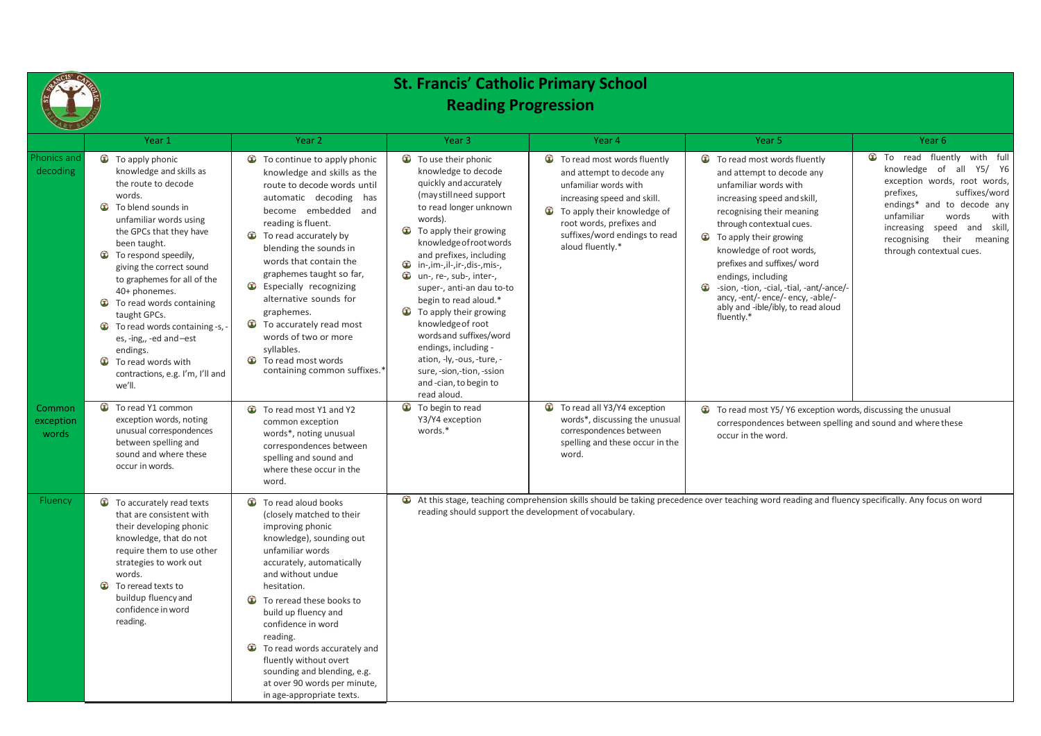# St. Francis' Catholic Primary School
## Reading Progression

| | Year 1 | Year 2 | Year 3 | Year 4 | Year 5 | Year 6 |
|---|---|---|---|---|---|---|
| Phonics and decoding | • To apply phonic knowledge and skills as the route to decode words.<br>• To blend sounds in unfamiliar words using the GPCs that they have been taught.<br>• To respond speedily, giving the correct sound to graphemes for all of the 40+ phonemes.<br>• To read words containing taught GPCs.<br>• To read words containing -s, -es, -ing,, -ed and –est endings.<br>• To read words with contractions, e.g. I'm, I'll and we'll. | • To continue to apply phonic knowledge and skills as the route to decode words until automatic decoding has become embedded and reading is fluent.<br>• To read accurately by blending the sounds in words that contain the graphemes taught so far,<br>• Especially recognizing alternative sounds for graphemes.<br>• To accurately read most words of two or more syllables.<br>• To read most words containing common suffixes.* | • To use their phonic knowledge to decode quickly and accurately (may still need support to read longer unknown words).<br>• To apply their growing knowledge of root words and prefixes, including<br>• in-,im-,il-,ir-,dis-,mis-,<br>• un-, re-, sub-, inter-, super-, anti-an dau to-to begin to read aloud.*<br>• To apply their growing knowledge of root words and suffixes/word endings, including -ation, -ly, -ous, -ture, -sure, -sion,-tion, -ssion and -cian, to begin to read aloud. | • To read most words fluently and attempt to decode any unfamiliar words with increasing speed and skill.<br>• To apply their knowledge of root words, prefixes and suffixes/word endings to read aloud fluently.* | • To read most words fluently and attempt to decode any unfamiliar words with increasing speed and skill, recognising their meaning through contextual cues.<br>• To apply their growing knowledge of root words, prefixes and suffixes/ word endings, including<br>• -sion, -tion, -cial, -tial, -ant/-ance/-ancy, -ent/- ence/- ency, -able/-ably and -ible/ibly, to read aloud fluently.* | • To read fluently with full knowledge of all Y5/ Y6 exception words, root words, prefixes, suffixes/word endings* and to decode any unfamiliar words with increasing speed and skill, recognising their meaning through contextual cues. |
| Common exception words | • To read Y1 common exception words, noting unusual correspondences between spelling and sound and where these occur in words. | • To read most Y1 and Y2 common exception words*, noting unusual correspondences between spelling and sound and where these occur in the word. | • To begin to read Y3/Y4 exception words.* | • To read all Y3/Y4 exception words*, discussing the unusual correspondences between spelling and these occur in the word. | • To read most Y5/ Y6 exception words, discussing the unusual correspondences between spelling and sound and where these occur in the word. | |
| Fluency | • To accurately read texts that are consistent with their developing phonic knowledge, that do not require them to use other strategies to work out words.<br>• To reread texts to buildup fluency and confidence in word reading. | • To read aloud books (closely matched to their improving phonic knowledge), sounding out unfamiliar words accurately, automatically and without undue hesitation.<br>• To reread these books to build up fluency and confidence in word reading.<br>• To read words accurately and fluently without overt sounding and blending, e.g. at over 90 words per minute, in age-appropriate texts. | • At this stage, teaching comprehension skills should be taking precedence over teaching word reading and fluency specifically. Any focus on word reading should support the development of vocabulary. | | | |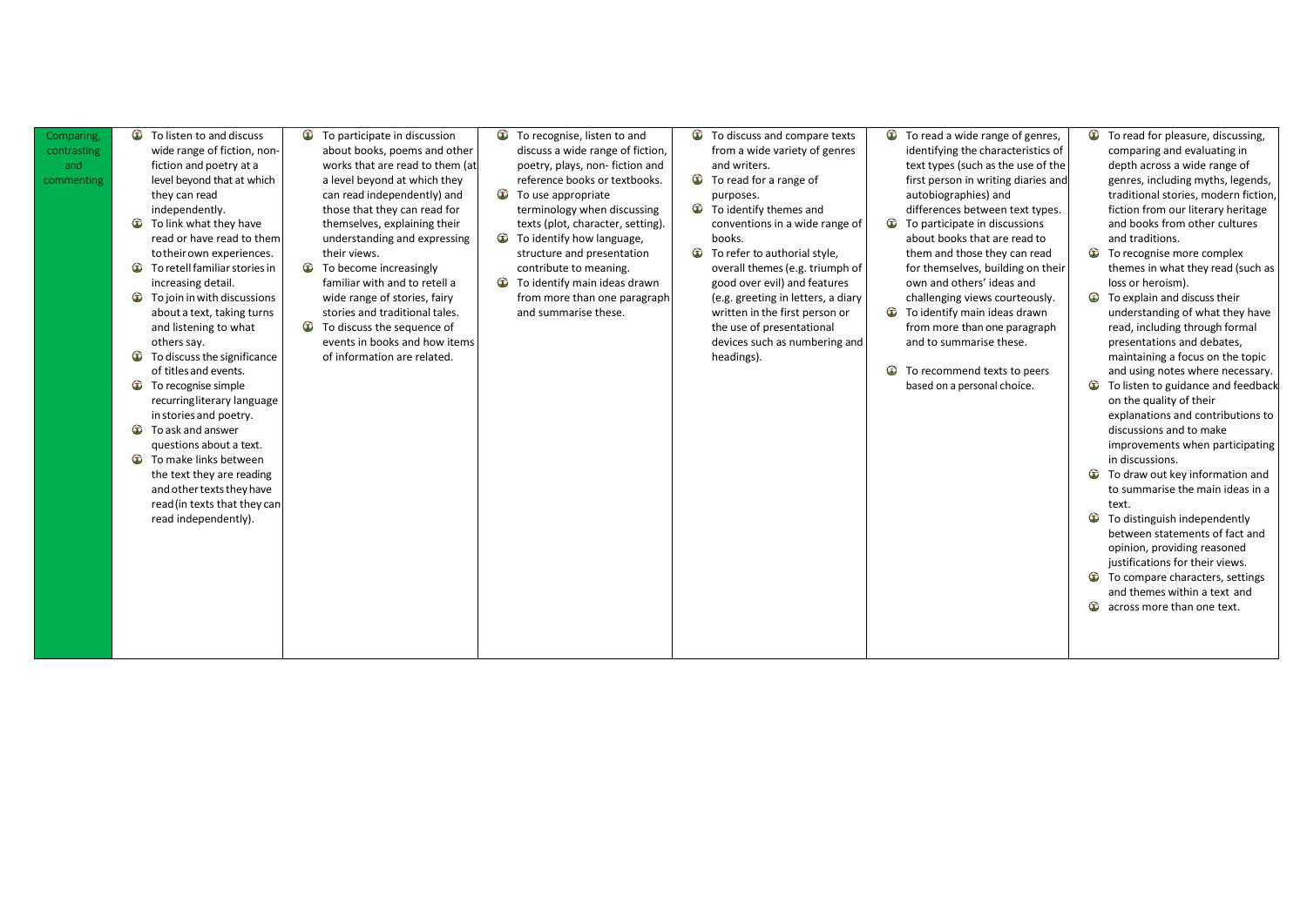| Comparing, contrasting and commenting | | | | | | |
|---|---|---|---|---|---|---|
| | • To listen to and discuss wide range of fiction, non-fiction and poetry at a level beyond that at which they can read independently.<br>• To link what they have read or have read to them to their own experiences.<br>• To retell familiar stories in increasing detail.<br>• To join in with discussions about a text, taking turns and listening to what others say.<br>• To discuss the significance of titles and events.<br>• To recognise simple recurring literary language in stories and poetry.<br>• To ask and answer questions about a text.<br>• To make links between the text they are reading and other texts they have read (in texts that they can read independently). | • To participate in discussion about books, poems and other works that are read to them (at a level beyond at which they can read independently) and those that they can read for themselves, explaining their understanding and expressing their views.<br>• To become increasingly familiar with and to retell a wide range of stories, fairy stories and traditional tales.<br>• To discuss the sequence of events in books and how items of information are related. | • To recognise, listen to and discuss a wide range of fiction, poetry, plays, non- fiction and reference books or textbooks.<br>• To use appropriate terminology when discussing texts (plot, character, setting).<br>• To identify how language, structure and presentation contribute to meaning.<br>• To identify main ideas drawn from more than one paragraph and summarise these. | • To discuss and compare texts from a wide variety of genres and writers.<br>• To read for a range of purposes.<br>• To identify themes and conventions in a wide range of books.<br>• To refer to authorial style, overall themes (e.g. triumph of good over evil) and features (e.g. greeting in letters, a diary written in the first person or the use of presentational devices such as numbering and headings). | • To read a wide range of genres, identifying the characteristics of text types (such as the use of the first person in writing diaries and autobiographies) and differences between text types.<br>• To participate in discussions about books that are read to them and those they can read for themselves, building on their own and others' ideas and challenging views courteously.<br>• To identify main ideas drawn from more than one paragraph and to summarise these.<br>• To recommend texts to peers based on a personal choice. | • To read for pleasure, discussing, comparing and evaluating in depth across a wide range of genres, including myths, legends, traditional stories, modern fiction, fiction from our literary heritage and books from other cultures and traditions.<br>• To recognise more complex themes in what they read (such as loss or heroism).<br>• To explain and discuss their understanding of what they have read, including through formal presentations and debates, maintaining a focus on the topic and using notes where necessary.<br>• To listen to guidance and feedback on the quality of their explanations and contributions to discussions and to make improvements when participating in discussions.<br>• To draw out key information and to summarise the main ideas in a text.<br>• To distinguish independently between statements of fact and opinion, providing reasoned justifications for their views.<br>• To compare characters, settings and themes within a text and<br>• across more than one text. |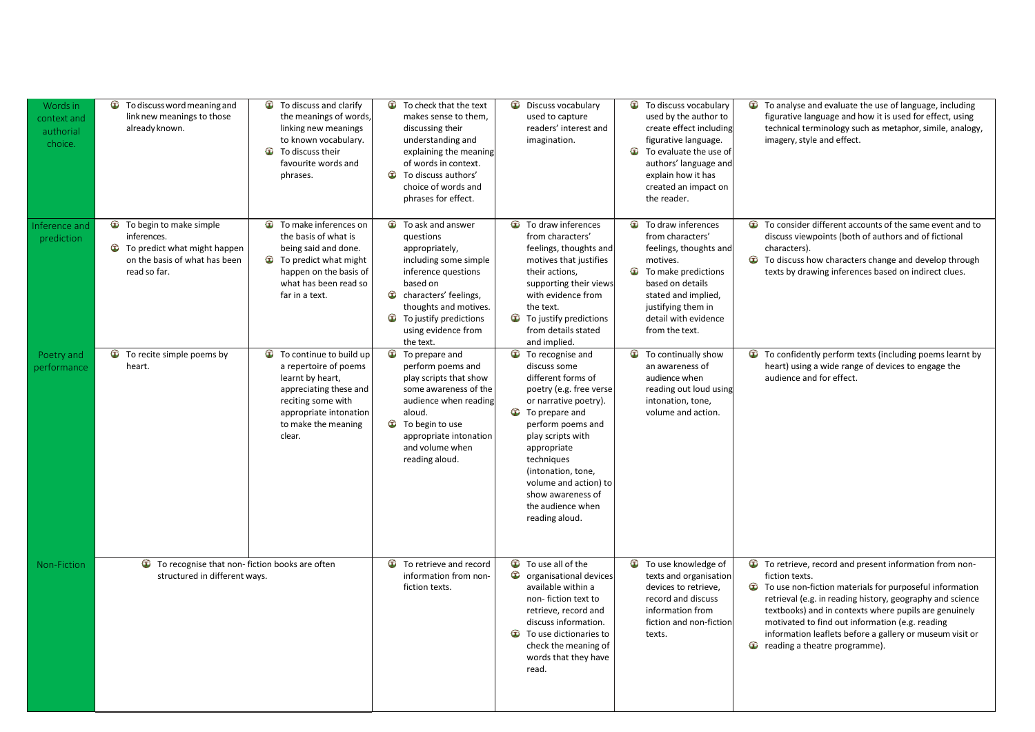| | | | | | | |
|---|---|---|---|---|---|---|
| Words in context and authorial choice. | To discuss word meaning and link new meanings to those already known. | To discuss and clarify the meanings of words, linking new meanings to known vocabulary.<br>To discuss their favourite words and phrases. | To check that the text makes sense to them, discussing their understanding and explaining the meaning of words in context.<br>To discuss authors' choice of words and phrases for effect. | Discuss vocabulary used to capture readers' interest and imagination. | To discuss vocabulary used by the author to create effect including figurative language.<br>To evaluate the use of authors' language and explain how it has created an impact on the reader. | To analyse and evaluate the use of language, including figurative language and how it is used for effect, using technical terminology such as metaphor, simile, analogy, imagery, style and effect. |
| Inference and prediction | To begin to make simple inferences.<br>To predict what might happen on the basis of what has been read so far. | To make inferences on the basis of what is being said and done.<br>To predict what might happen on the basis of what has been read so far in a text. | To ask and answer questions appropriately, including some simple inference questions based on<br>characters' feelings, thoughts and motives.<br>To justify predictions using evidence from the text. | To draw inferences from characters' feelings, thoughts and motives that justifies their actions, supporting their views with evidence from the text.<br>To justify predictions from details stated and implied. | To draw inferences from characters' feelings, thoughts and motives.<br>To make predictions based on details stated and implied, justifying them in detail with evidence from the text. | To consider different accounts of the same event and to discuss viewpoints (both of authors and of fictional characters).<br>To discuss how characters change and develop through texts by drawing inferences based on indirect clues. |
| Poetry and performance | To recite simple poems by heart. | To continue to build up a repertoire of poems learnt by heart, appreciating these and reciting some with appropriate intonation to make the meaning clear. | To prepare and perform poems and play scripts that show some awareness of the audience when reading aloud.<br>To begin to use appropriate intonation and volume when reading aloud. | To recognise and discuss some different forms of poetry (e.g. free verse or narrative poetry).<br>To prepare and perform poems and play scripts with appropriate techniques (intonation, tone, volume and action) to show awareness of the audience when reading aloud. | To continually show an awareness of audience when reading out loud using intonation, tone, volume and action. | To confidently perform texts (including poems learnt by heart) using a wide range of devices to engage the audience and for effect. |
| Non-Fiction | To recognise that non- fiction books are often structured in different ways. | | To retrieve and record information from non-fiction texts. | To use all of the organisational devices available within a non- fiction text to retrieve, record and discuss information.<br>To use dictionaries to check the meaning of words that they have read. | To use knowledge of texts and organisation devices to retrieve, record and discuss information from fiction and non-fiction texts. | To retrieve, record and present information from non-fiction texts.<br>To use non-fiction materials for purposeful information retrieval (e.g. in reading history, geography and science textbooks) and in contexts where pupils are genuinely motivated to find out information (e.g. reading information leaflets before a gallery or museum visit or reading a theatre programme). |